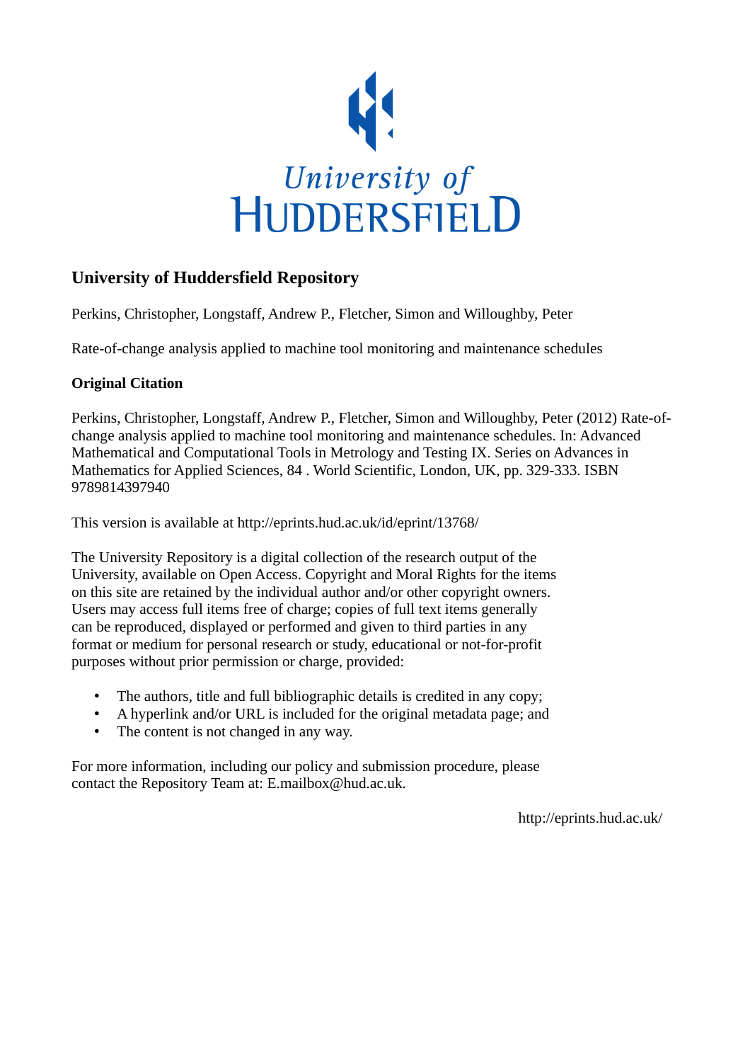University of
HUDDERSFIELD

## University of Huddersfield Repository

Perkins, Christopher, Longstaff, Andrew P., Fletcher, Simon and Willoughby, Peter

Rate-of-change analysis applied to machine tool monitoring and maintenance schedules

### Original Citation

Perkins, Christopher, Longstaff, Andrew P., Fletcher, Simon and Willoughby, Peter (2012) Rate-of-change analysis applied to machine tool monitoring and maintenance schedules. In: Advanced Mathematical and Computational Tools in Metrology and Testing IX. Series on Advances in Mathematics for Applied Sciences, 84 . World Scientific, London, UK, pp. 329-333. ISBN 9789814397940

This version is available at http://eprints.hud.ac.uk/id/eprint/13768/

The University Repository is a digital collection of the research output of the University, available on Open Access. Copyright and Moral Rights for the items on this site are retained by the individual author and/or other copyright owners. Users may access full items free of charge; copies of full text items generally can be reproduced, displayed or performed and given to third parties in any format or medium for personal research or study, educational or not-for-profit purposes without prior permission or charge, provided:

- The authors, title and full bibliographic details is credited in any copy;
- A hyperlink and/or URL is included for the original metadata page; and
- The content is not changed in any way.

For more information, including our policy and submission procedure, please contact the Repository Team at: E.mailbox@hud.ac.uk.

http://eprints.hud.ac.uk/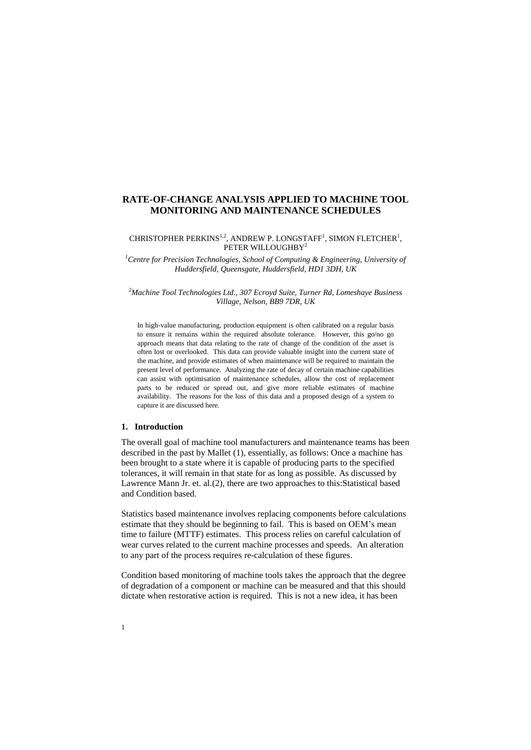# RATE-OF-CHANGE ANALYSIS APPLIED TO MACHINE TOOL MONITORING AND MAINTENANCE SCHEDULES

CHRISTOPHER PERKINS[1,2], ANDREW P. LONGSTAFF[1], SIMON FLETCHER[1], PETER WILLOUGHBY[2]

[1]*Centre for Precision Technologies, School of Computing & Engineering, University of Huddersfield, Queensgate, Huddersfield, HD1 3DH, UK*

[2]*Machine Tool Technologies Ltd., 307 Ecroyd Suite, Turner Rd, Lomeshaye Business Village, Nelson, BB9 7DR, UK*

In high-value manufacturing, production equipment is often calibrated on a regular basis to ensure it remains within the required absolute tolerance. However, this go/no go approach means that data relating to the rate of change of the condition of the asset is often lost or overlooked. This data can provide valuable insight into the current state of the machine, and provide estimates of when maintenance will be required to maintain the present level of performance. Analyzing the rate of decay of certain machine capabilities can assist with optimisation of maintenance schedules, allow the cost of replacement parts to be reduced or spread out, and give more reliable estimates of machine availability. The reasons for the loss of this data and a proposed design of a system to capture it are discussed here.

## 1. Introduction

The overall goal of machine tool manufacturers and maintenance teams has been described in the past by Mallet (1), essentially, as follows: Once a machine has been brought to a state where it is capable of producing parts to the specified tolerances, it will remain in that state for as long as possible. As discussed by Lawrence Mann Jr. et. al.(2), there are two approaches to this:Statistical based and Condition based.

Statistics based maintenance involves replacing components before calculations estimate that they should be beginning to fail. This is based on OEM's mean time to failure (MTTF) estimates. This process relies on careful calculation of wear curves related to the current machine processes and speeds. An alteration to any part of the process requires re-calculation of these figures.

Condition based monitoring of machine tools takes the approach that the degree of degradation of a component or machine can be measured and that this should dictate when restorative action is required. This is not a new idea, it has been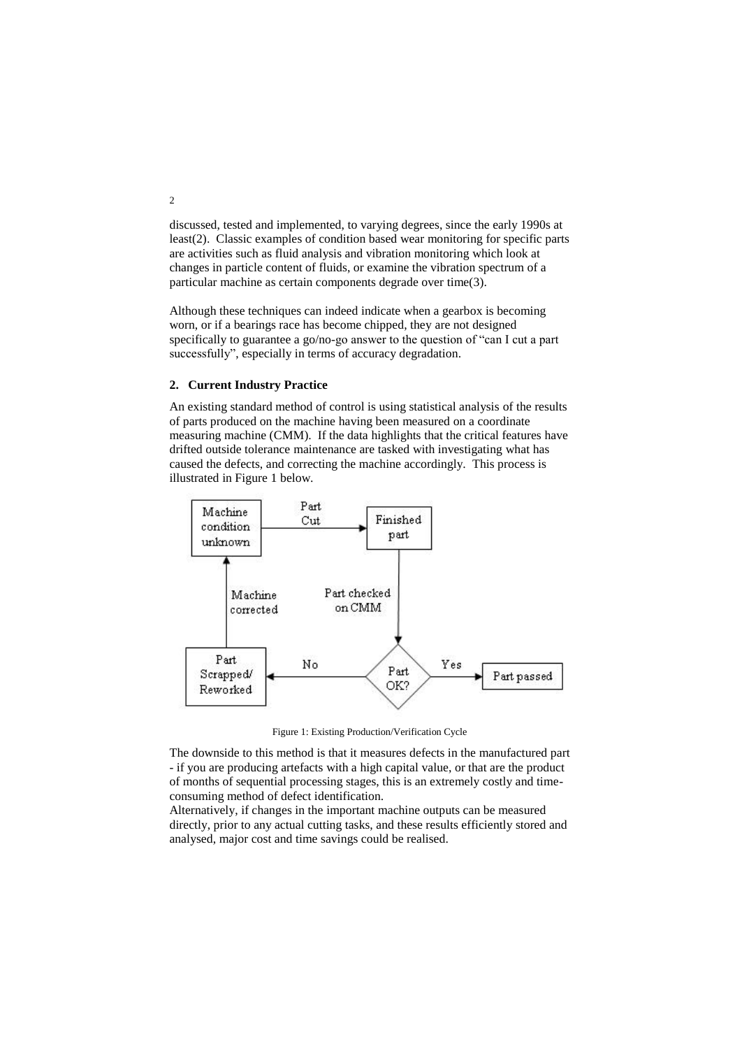discussed, tested and implemented, to varying degrees, since the early 1990s at least(2). Classic examples of condition based wear monitoring for specific parts are activities such as fluid analysis and vibration monitoring which look at changes in particle content of fluids, or examine the vibration spectrum of a particular machine as certain components degrade over time(3).

Although these techniques can indeed indicate when a gearbox is becoming worn, or if a bearings race has become chipped, they are not designed specifically to guarantee a go/no-go answer to the question of "can I cut a part successfully", especially in terms of accuracy degradation.

## 2. Current Industry Practice

An existing standard method of control is using statistical analysis of the results of parts produced on the machine having been measured on a coordinate measuring machine (CMM). If the data highlights that the critical features have drifted outside tolerance maintenance are tasked with investigating what has caused the defects, and correcting the machine accordingly. This process is illustrated in Figure 1 below.

Figure 1: Existing Production/Verification Cycle

The downside to this method is that it measures defects in the manufactured part - if you are producing artefacts with a high capital value, or that are the product of months of sequential processing stages, this is an extremely costly and time-consuming method of defect identification.

Alternatively, if changes in the important machine outputs can be measured directly, prior to any actual cutting tasks, and these results efficiently stored and analysed, major cost and time savings could be realised.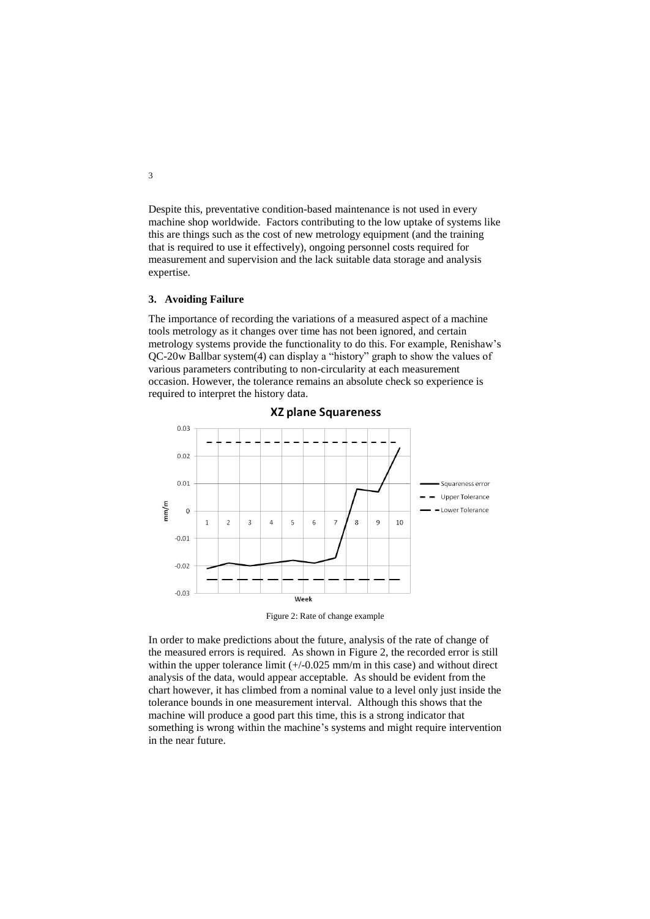Despite this, preventative condition-based maintenance is not used in every machine shop worldwide. Factors contributing to the low uptake of systems like this are things such as the cost of new metrology equipment (and the training that is required to use it effectively), ongoing personnel costs required for measurement and supervision and the lack suitable data storage and analysis expertise.

## 3. Avoiding Failure

The importance of recording the variations of a measured aspect of a machine tools metrology as it changes over time has not been ignored, and certain metrology systems provide the functionality to do this. For example, Renishaw's QC-20w Ballbar system(4) can display a "history" graph to show the values of various parameters contributing to non-circularity at each measurement occasion. However, the tolerance remains an absolute check so experience is required to interpret the history data.

Figure 2: Rate of change example

In order to make predictions about the future, analysis of the rate of change of the measured errors is required. As shown in Figure 2, the recorded error is still within the upper tolerance limit (+/-0.025 mm/m in this case) and without direct analysis of the data, would appear acceptable. As should be evident from the chart however, it has climbed from a nominal value to a level only just inside the tolerance bounds in one measurement interval. Although this shows that the machine will produce a good part this time, this is a strong indicator that something is wrong within the machine's systems and might require intervention in the near future.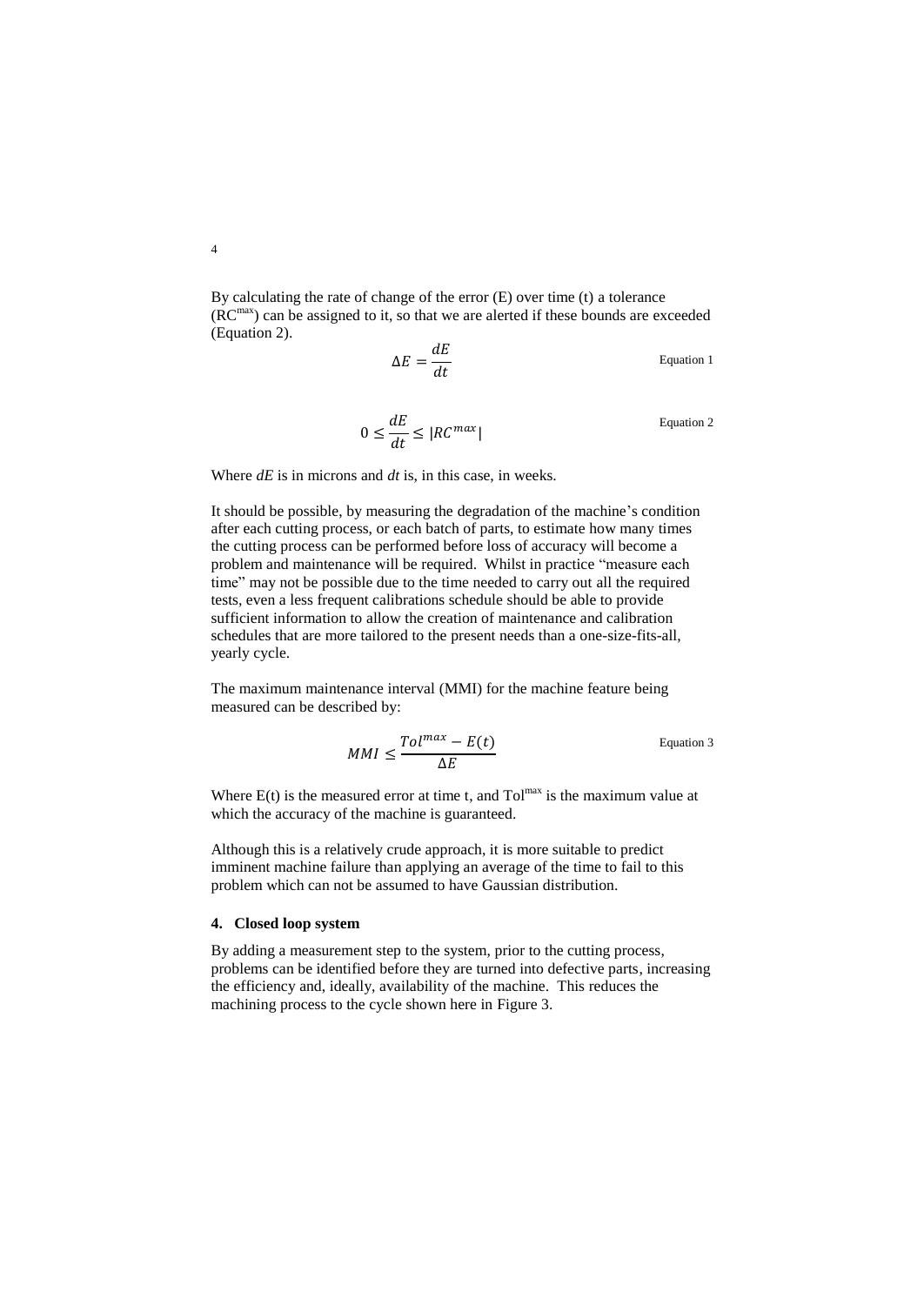By calculating the rate of change of the error (E) over time (t) a tolerance ($RC^{max}$) can be assigned to it, so that we are alerted if these bounds are exceeded (Equation 2).

$$\Delta E = \frac{dE}{dt} \qquad \text{Equation 1}$$

$$0 \leq \frac{dE}{dt} \leq |RC^{max}| \qquad \text{Equation 2}$$

Where *dE* is in microns and *dt* is, in this case, in weeks.

It should be possible, by measuring the degradation of the machine's condition after each cutting process, or each batch of parts, to estimate how many times the cutting process can be performed before loss of accuracy will become a problem and maintenance will be required. Whilst in practice "measure each time" may not be possible due to the time needed to carry out all the required tests, even a less frequent calibrations schedule should be able to provide sufficient information to allow the creation of maintenance and calibration schedules that are more tailored to the present needs than a one-size-fits-all, yearly cycle.

The maximum maintenance interval (MMI) for the machine feature being measured can be described by:

$$MMI \leq \frac{Tol^{max} - E(t)}{\Delta E} \qquad \text{Equation 3}$$

Where $E(t)$ is the measured error at time t, and $Tol^{max}$ is the maximum value at which the accuracy of the machine is guaranteed.

Although this is a relatively crude approach, it is more suitable to predict imminent machine failure than applying an average of the time to fail to this problem which can not be assumed to have Gaussian distribution.

## 4. Closed loop system

By adding a measurement step to the system, prior to the cutting process, problems can be identified before they are turned into defective parts, increasing the efficiency and, ideally, availability of the machine. This reduces the machining process to the cycle shown here in Figure 3.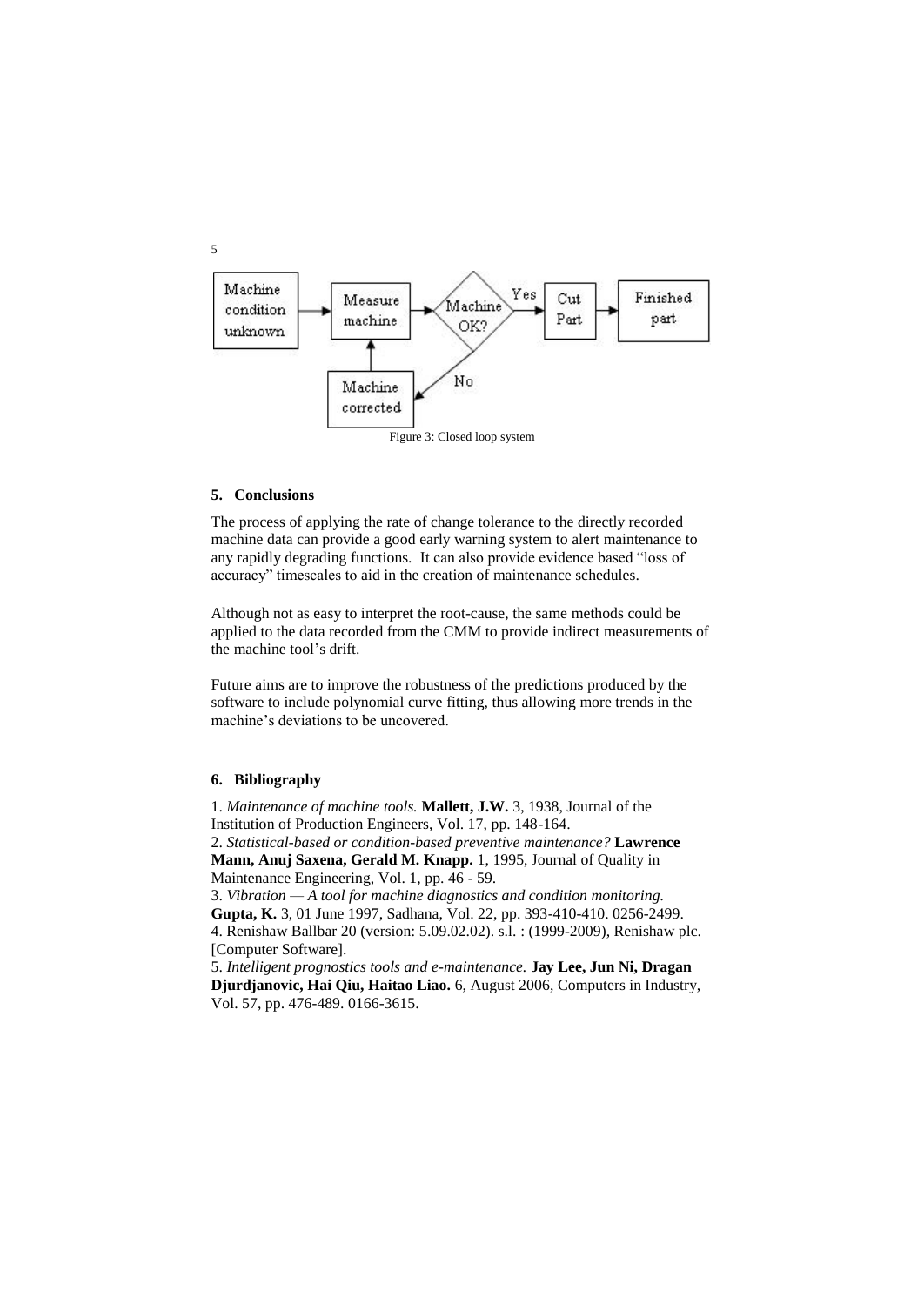Machine condition unknown

Measure machine

Machine OK?

Yes

Cut Part

Finished part

No

Machine corrected

Figure 3: Closed loop system

## 5. Conclusions

The process of applying the rate of change tolerance to the directly recorded machine data can provide a good early warning system to alert maintenance to any rapidly degrading functions. It can also provide evidence based "loss of accuracy" timescales to aid in the creation of maintenance schedules.

Although not as easy to interpret the root-cause, the same methods could be applied to the data recorded from the CMM to provide indirect measurements of the machine tool's drift.

Future aims are to improve the robustness of the predictions produced by the software to include polynomial curve fitting, thus allowing more trends in the machine's deviations to be uncovered.

## 6. Bibliography

1. *Maintenance of machine tools.* **Mallett, J.W.** 3, 1938, Journal of the Institution of Production Engineers, Vol. 17, pp. 148-164.
2. *Statistical-based or condition-based preventive maintenance?* **Lawrence Mann, Anuj Saxena, Gerald M. Knapp.** 1, 1995, Journal of Quality in Maintenance Engineering, Vol. 1, pp. 46 - 59.
3. *Vibration — A tool for machine diagnostics and condition monitoring.* **Gupta, K.** 3, 01 June 1997, Sadhana, Vol. 22, pp. 393-410-410. 0256-2499.
4. Renishaw Ballbar 20 (version: 5.09.02.02). s.l. : (1999-2009), Renishaw plc. [Computer Software].
5. *Intelligent prognostics tools and e-maintenance.* **Jay Lee, Jun Ni, Dragan Djurdjanovic, Hai Qiu, Haitao Liao.** 6, August 2006, Computers in Industry, Vol. 57, pp. 476-489. 0166-3615.